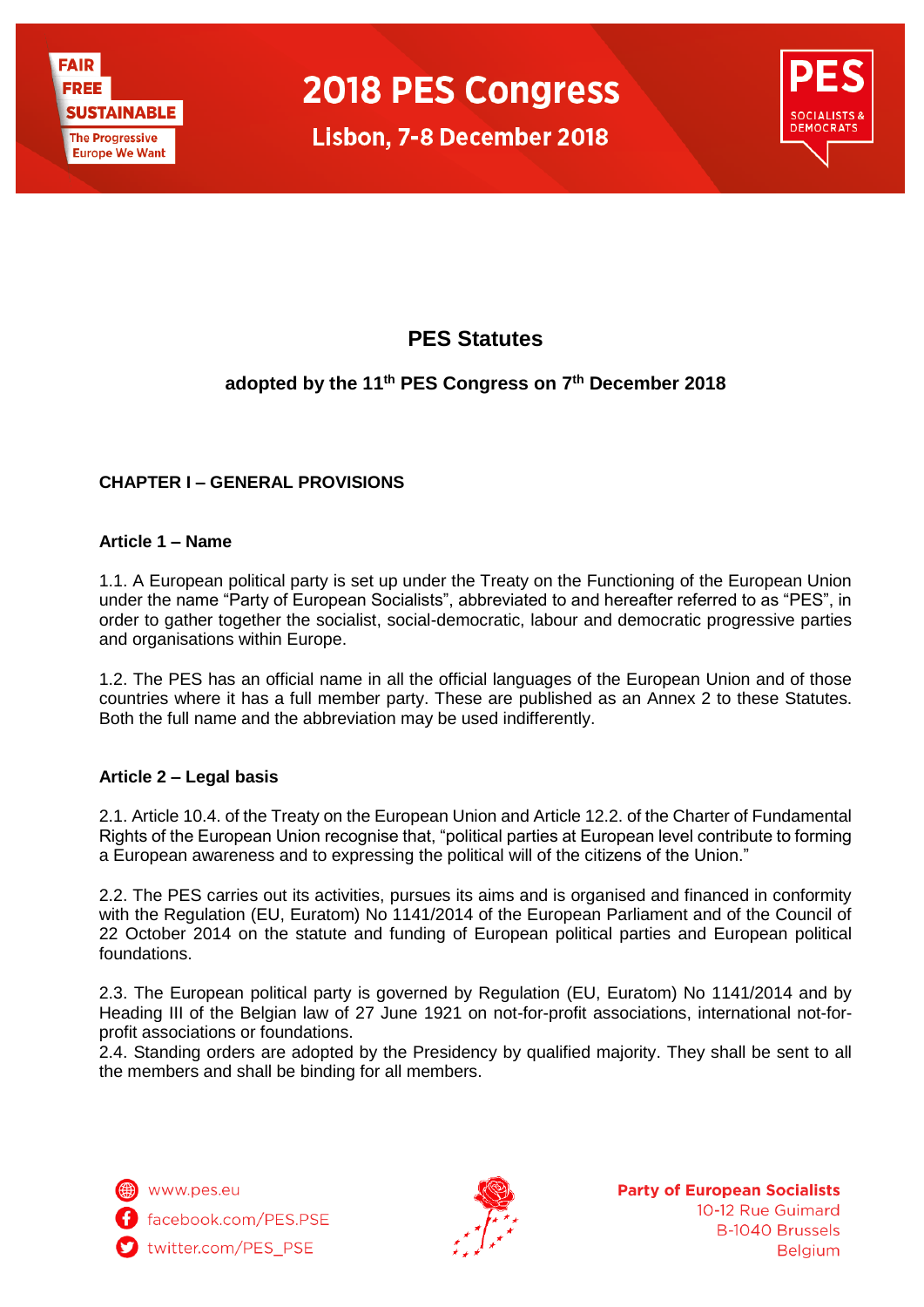# PES Statutes

**adopted by the 11th PES Congress on 7th December 2018**

## CHAPTER I – GENERAL PROVISIONS

### Article 1 – Name

1.1. A European political party is set up under the Treaty on the Functioning of the European Union under the name “Party of European Socialists”, abbreviated to and hereafter referred to as “PES”, in order to gather together the socialist, social-democratic, labour and democratic progressive parties and organisations within Europe.

1.2. The PES has an official name in all the official languages of the European Union and of those countries where it has a full member party. These are published as an Annex 2 to these Statutes. Both the full name and the abbreviation may be used indifferently.

### Article 2 – Legal basis

2.1. Article 10.4. of the Treaty on the European Union and Article 12.2. of the Charter of Fundamental Rights of the European Union recognise that, “political parties at European level contribute to forming a European awareness and to expressing the political will of the citizens of the Union.”

2.2. The PES carries out its activities, pursues its aims and is organised and financed in conformity with the Regulation (EU, Euratom) No 1141/2014 of the European Parliament and of the Council of 22 October 2014 on the statute and funding of European political parties and European political foundations.

2.3. The European political party is governed by Regulation (EU, Euratom) No 1141/2014 and by Heading III of the Belgian law of 27 June 1921 on not-for-profit associations, international not-for-profit associations or foundations.

2.4. Standing orders are adopted by the Presidency by qualified majority. They shall be sent to all the members and shall be binding for all members.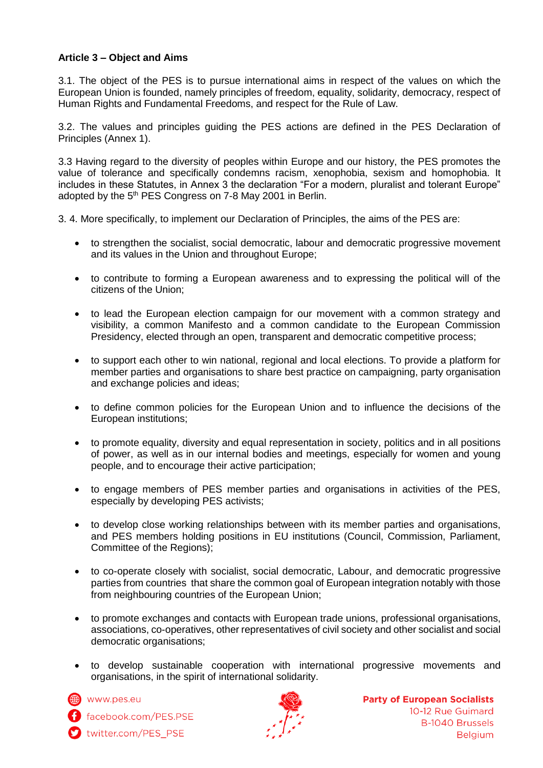**Article 3 – Object and Aims**

3.1. The object of the PES is to pursue international aims in respect of the values on which the European Union is founded, namely principles of freedom, equality, solidarity, democracy, respect of Human Rights and Fundamental Freedoms, and respect for the Rule of Law.

3.2. The values and principles guiding the PES actions are defined in the PES Declaration of Principles (Annex 1).

3.3 Having regard to the diversity of peoples within Europe and our history, the PES promotes the value of tolerance and specifically condemns racism, xenophobia, sexism and homophobia. It includes in these Statutes, in Annex 3 the declaration "For a modern, pluralist and tolerant Europe" adopted by the 5th PES Congress on 7-8 May 2001 in Berlin.

3. 4. More specifically, to implement our Declaration of Principles, the aims of the PES are:

- to strengthen the socialist, social democratic, labour and democratic progressive movement and its values in the Union and throughout Europe;
- to contribute to forming a European awareness and to expressing the political will of the citizens of the Union;
- to lead the European election campaign for our movement with a common strategy and visibility, a common Manifesto and a common candidate to the European Commission Presidency, elected through an open, transparent and democratic competitive process;
- to support each other to win national, regional and local elections. To provide a platform for member parties and organisations to share best practice on campaigning, party organisation and exchange policies and ideas;
- to define common policies for the European Union and to influence the decisions of the European institutions;
- to promote equality, diversity and equal representation in society, politics and in all positions of power, as well as in our internal bodies and meetings, especially for women and young people, and to encourage their active participation;
- to engage members of PES member parties and organisations in activities of the PES, especially by developing PES activists;
- to develop close working relationships between with its member parties and organisations, and PES members holding positions in EU institutions (Council, Commission, Parliament, Committee of the Regions);
- to co-operate closely with socialist, social democratic, Labour, and democratic progressive parties from countries that share the common goal of European integration notably with those from neighbouring countries of the European Union;
- to promote exchanges and contacts with European trade unions, professional organisations, associations, co-operatives, other representatives of civil society and other socialist and social democratic organisations;
- to develop sustainable cooperation with international progressive movements and organisations, in the spirit of international solidarity.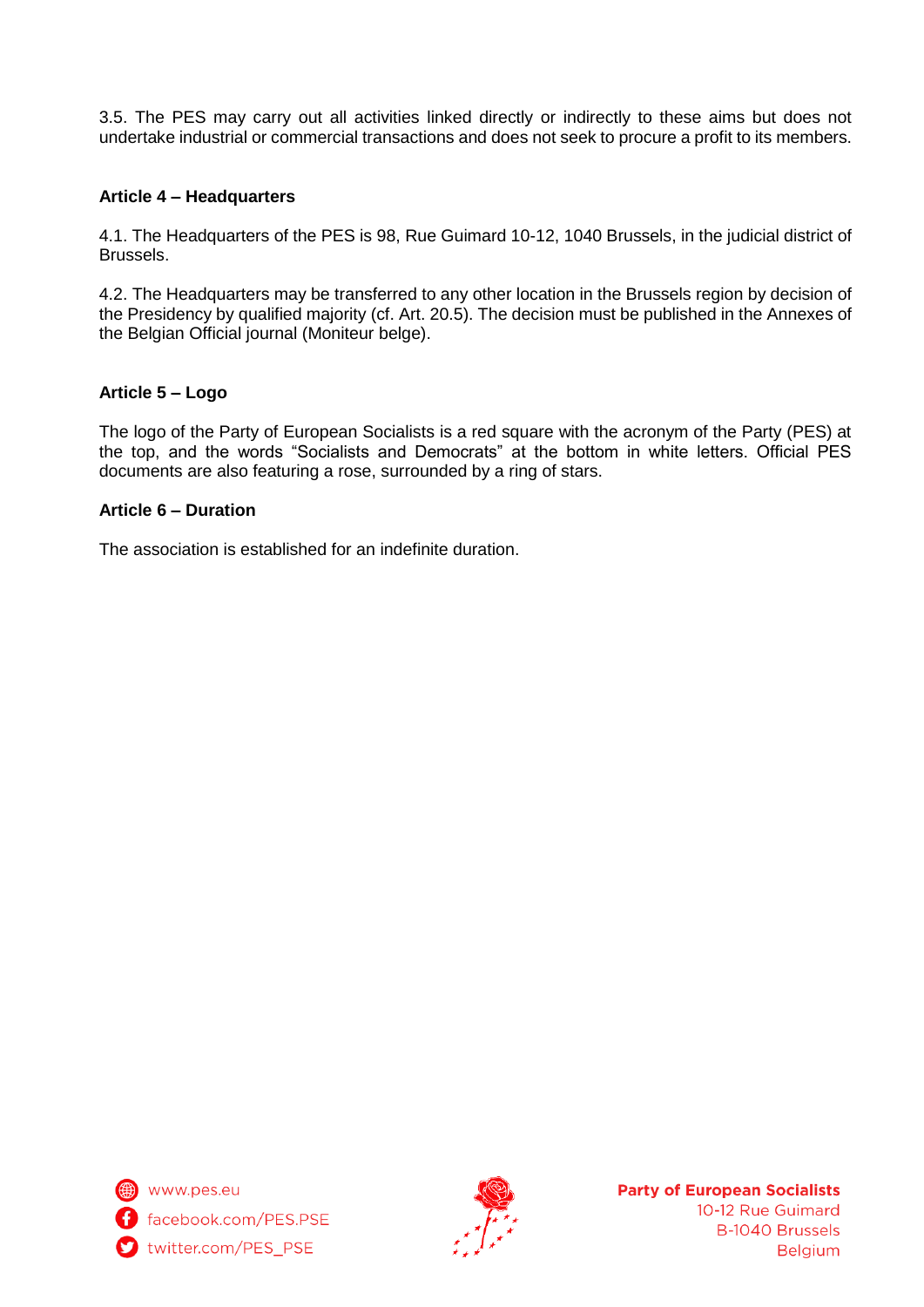3.5. The PES may carry out all activities linked directly or indirectly to these aims but does not undertake industrial or commercial transactions and does not seek to procure a profit to its members.

**Article 4 – Headquarters**

4.1. The Headquarters of the PES is 98, Rue Guimard 10-12, 1040 Brussels, in the judicial district of Brussels.

4.2. The Headquarters may be transferred to any other location in the Brussels region by decision of the Presidency by qualified majority (cf. Art. 20.5). The decision must be published in the Annexes of the Belgian Official journal (Moniteur belge).

**Article 5 – Logo**

The logo of the Party of European Socialists is a red square with the acronym of the Party (PES) at the top, and the words "Socialists and Democrats" at the bottom in white letters. Official PES documents are also featuring a rose, surrounded by a ring of stars.

**Article 6 – Duration**

The association is established for an indefinite duration.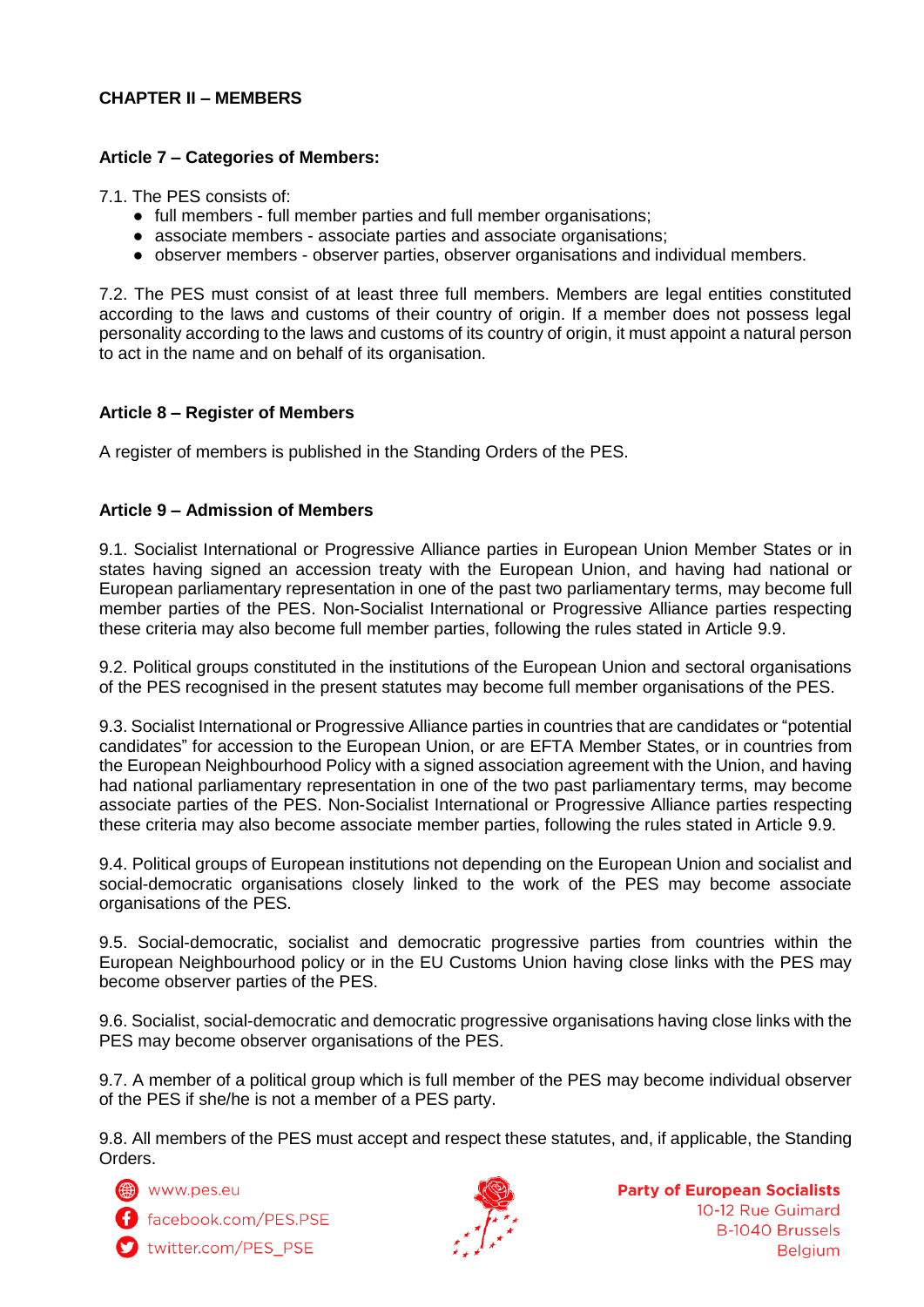## CHAPTER II – MEMBERS

### Article 7 – Categories of Members:

7.1. The PES consists of:

- full members - full member parties and full member organisations;
- associate members - associate parties and associate organisations;
- observer members - observer parties, observer organisations and individual members.

7.2. The PES must consist of at least three full members. Members are legal entities constituted according to the laws and customs of their country of origin. If a member does not possess legal personality according to the laws and customs of its country of origin, it must appoint a natural person to act in the name and on behalf of its organisation.

### Article 8 – Register of Members

A register of members is published in the Standing Orders of the PES.

### Article 9 – Admission of Members

9.1. Socialist International or Progressive Alliance parties in European Union Member States or in states having signed an accession treaty with the European Union, and having had national or European parliamentary representation in one of the past two parliamentary terms, may become full member parties of the PES. Non-Socialist International or Progressive Alliance parties respecting these criteria may also become full member parties, following the rules stated in Article 9.9.

9.2. Political groups constituted in the institutions of the European Union and sectoral organisations of the PES recognised in the present statutes may become full member organisations of the PES.

9.3. Socialist International or Progressive Alliance parties in countries that are candidates or "potential candidates" for accession to the European Union, or are EFTA Member States, or in countries from the European Neighbourhood Policy with a signed association agreement with the Union, and having had national parliamentary representation in one of the two past parliamentary terms, may become associate parties of the PES. Non-Socialist International or Progressive Alliance parties respecting these criteria may also become associate member parties, following the rules stated in Article 9.9.

9.4. Political groups of European institutions not depending on the European Union and socialist and social-democratic organisations closely linked to the work of the PES may become associate organisations of the PES.

9.5. Social-democratic, socialist and democratic progressive parties from countries within the European Neighbourhood policy or in the EU Customs Union having close links with the PES may become observer parties of the PES.

9.6. Socialist, social-democratic and democratic progressive organisations having close links with the PES may become observer organisations of the PES.

9.7. A member of a political group which is full member of the PES may become individual observer of the PES if she/he is not a member of a PES party.

9.8. All members of the PES must accept and respect these statutes, and, if applicable, the Standing Orders.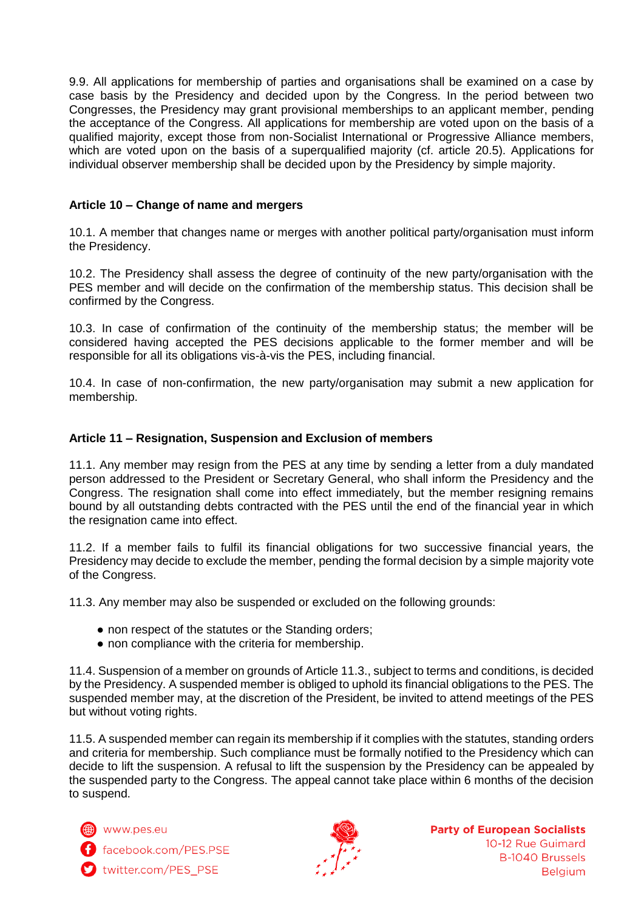9.9. All applications for membership of parties and organisations shall be examined on a case by case basis by the Presidency and decided upon by the Congress. In the period between two Congresses, the Presidency may grant provisional memberships to an applicant member, pending the acceptance of the Congress. All applications for membership are voted upon on the basis of a qualified majority, except those from non-Socialist International or Progressive Alliance members, which are voted upon on the basis of a superqualified majority (cf. article 20.5). Applications for individual observer membership shall be decided upon by the Presidency by simple majority.

### Article 10 – Change of name and mergers

10.1. A member that changes name or merges with another political party/organisation must inform the Presidency.

10.2. The Presidency shall assess the degree of continuity of the new party/organisation with the PES member and will decide on the confirmation of the membership status. This decision shall be confirmed by the Congress.

10.3. In case of confirmation of the continuity of the membership status; the member will be considered having accepted the PES decisions applicable to the former member and will be responsible for all its obligations vis-à-vis the PES, including financial.

10.4. In case of non-confirmation, the new party/organisation may submit a new application for membership.

### Article 11 – Resignation, Suspension and Exclusion of members

11.1. Any member may resign from the PES at any time by sending a letter from a duly mandated person addressed to the President or Secretary General, who shall inform the Presidency and the Congress. The resignation shall come into effect immediately, but the member resigning remains bound by all outstanding debts contracted with the PES until the end of the financial year in which the resignation came into effect.

11.2. If a member fails to fulfil its financial obligations for two successive financial years, the Presidency may decide to exclude the member, pending the formal decision by a simple majority vote of the Congress.

11.3. Any member may also be suspended or excluded on the following grounds:

- non respect of the statutes or the Standing orders;
- non compliance with the criteria for membership.

11.4. Suspension of a member on grounds of Article 11.3., subject to terms and conditions, is decided by the Presidency. A suspended member is obliged to uphold its financial obligations to the PES. The suspended member may, at the discretion of the President, be invited to attend meetings of the PES but without voting rights.

11.5. A suspended member can regain its membership if it complies with the statutes, standing orders and criteria for membership. Such compliance must be formally notified to the Presidency which can decide to lift the suspension. A refusal to lift the suspension by the Presidency can be appealed by the suspended party to the Congress. The appeal cannot take place within 6 months of the decision to suspend.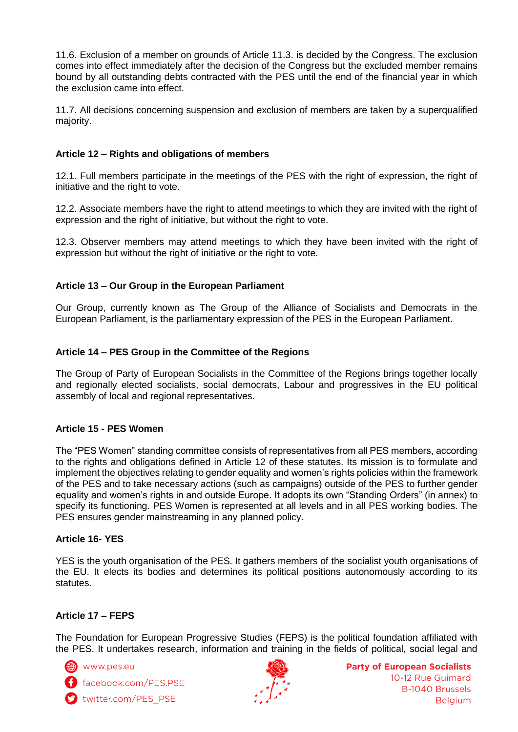11.6. Exclusion of a member on grounds of Article 11.3. is decided by the Congress. The exclusion comes into effect immediately after the decision of the Congress but the excluded member remains bound by all outstanding debts contracted with the PES until the end of the financial year in which the exclusion came into effect.

11.7. All decisions concerning suspension and exclusion of members are taken by a superqualified majority.

**Article 12 – Rights and obligations of members**

12.1. Full members participate in the meetings of the PES with the right of expression, the right of initiative and the right to vote.

12.2. Associate members have the right to attend meetings to which they are invited with the right of expression and the right of initiative, but without the right to vote.

12.3. Observer members may attend meetings to which they have been invited with the right of expression but without the right of initiative or the right to vote.

**Article 13 – Our Group in the European Parliament**

Our Group, currently known as The Group of the Alliance of Socialists and Democrats in the European Parliament, is the parliamentary expression of the PES in the European Parliament.

**Article 14 – PES Group in the Committee of the Regions**

The Group of Party of European Socialists in the Committee of the Regions brings together locally and regionally elected socialists, social democrats, Labour and progressives in the EU political assembly of local and regional representatives.

**Article 15 - PES Women**

The "PES Women" standing committee consists of representatives from all PES members, according to the rights and obligations defined in Article 12 of these statutes. Its mission is to formulate and implement the objectives relating to gender equality and women's rights policies within the framework of the PES and to take necessary actions (such as campaigns) outside of the PES to further gender equality and women's rights in and outside Europe. It adopts its own "Standing Orders" (in annex) to specify its functioning. PES Women is represented at all levels and in all PES working bodies. The PES ensures gender mainstreaming in any planned policy.

**Article 16- YES**

YES is the youth organisation of the PES. It gathers members of the socialist youth organisations of the EU. It elects its bodies and determines its political positions autonomously according to its statutes.

**Article 17 – FEPS**

The Foundation for European Progressive Studies (FEPS) is the political foundation affiliated with the PES. It undertakes research, information and training in the fields of political, social legal and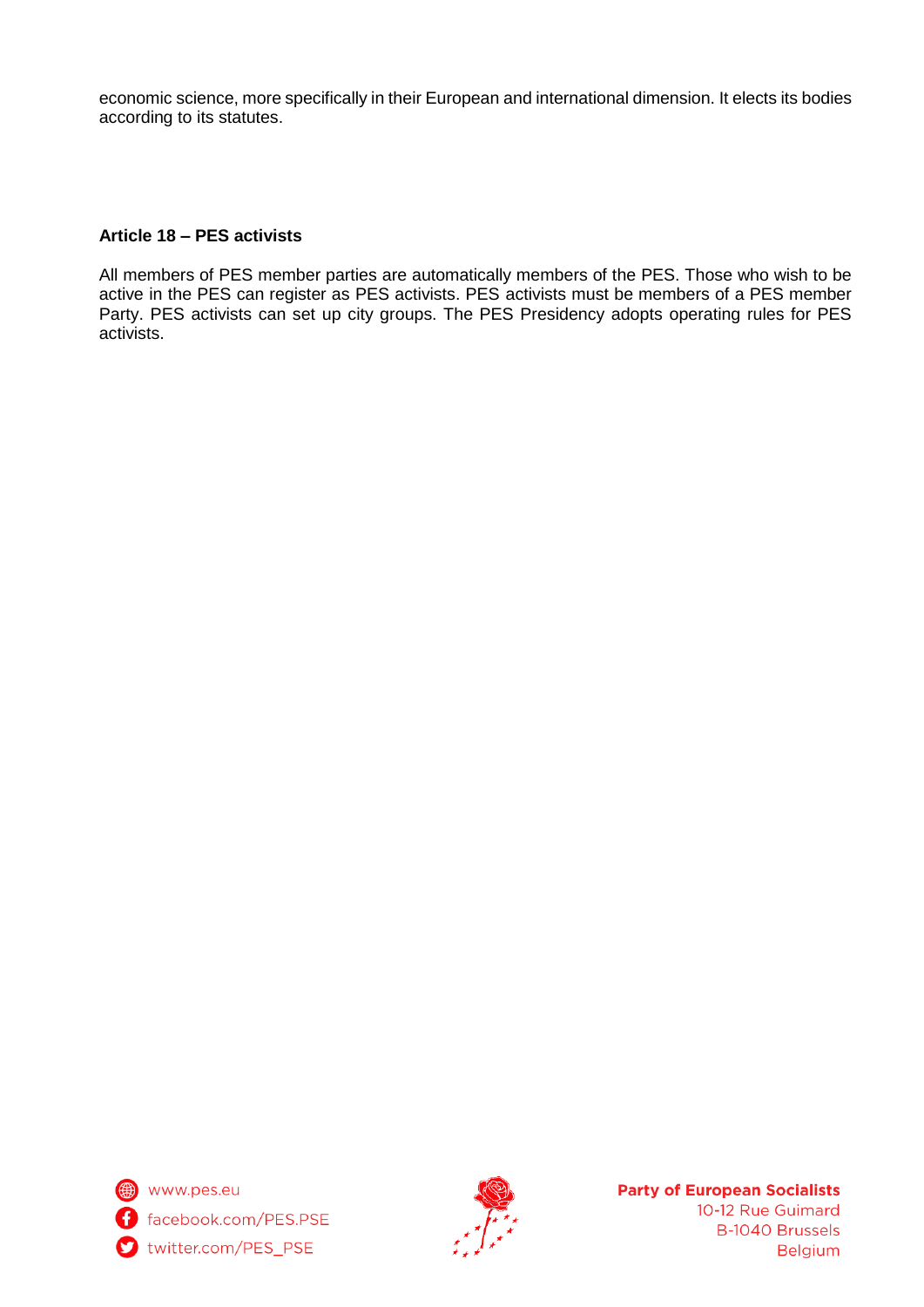economic science, more specifically in their European and international dimension. It elects its bodies according to its statutes.

**Article 18 – PES activists**

All members of PES member parties are automatically members of the PES. Those who wish to be active in the PES can register as PES activists. PES activists must be members of a PES member Party. PES activists can set up city groups. The PES Presidency adopts operating rules for PES activists.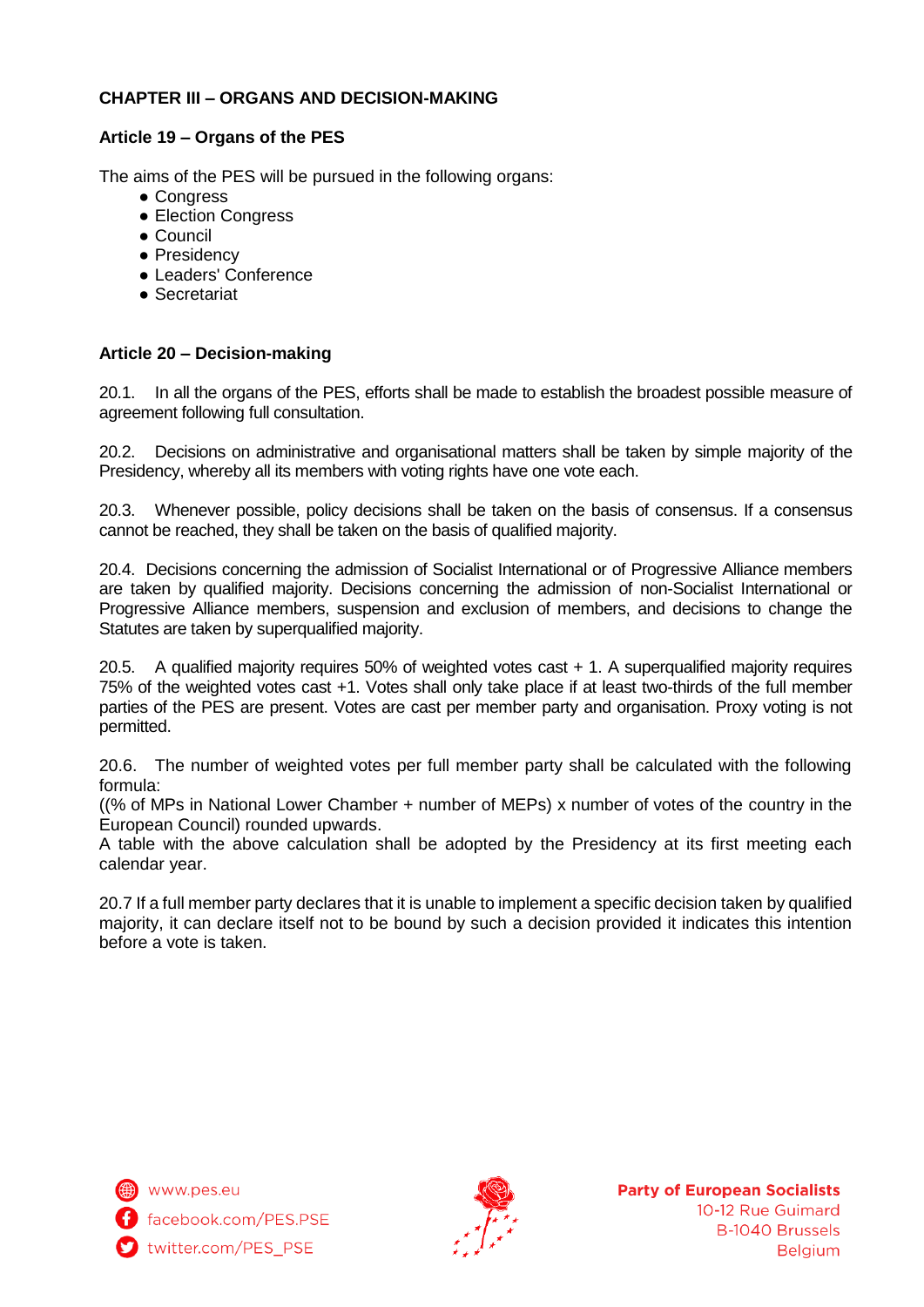## CHAPTER III – ORGANS AND DECISION-MAKING

### Article 19 – Organs of the PES

The aims of the PES will be pursued in the following organs:

- Congress
- Election Congress
- Council
- Presidency
- Leaders' Conference
- Secretariat

### Article 20 – Decision-making

20.1. In all the organs of the PES, efforts shall be made to establish the broadest possible measure of agreement following full consultation.

20.2. Decisions on administrative and organisational matters shall be taken by simple majority of the Presidency, whereby all its members with voting rights have one vote each.

20.3. Whenever possible, policy decisions shall be taken on the basis of consensus. If a consensus cannot be reached, they shall be taken on the basis of qualified majority.

20.4. Decisions concerning the admission of Socialist International or of Progressive Alliance members are taken by qualified majority. Decisions concerning the admission of non-Socialist International or Progressive Alliance members, suspension and exclusion of members, and decisions to change the Statutes are taken by superqualified majority.

20.5. A qualified majority requires 50% of weighted votes cast + 1. A superqualified majority requires 75% of the weighted votes cast +1. Votes shall only take place if at least two-thirds of the full member parties of the PES are present. Votes are cast per member party and organisation. Proxy voting is not permitted.

20.6. The number of weighted votes per full member party shall be calculated with the following formula:
((% of MPs in National Lower Chamber + number of MEPs) x number of votes of the country in the European Council) rounded upwards.
A table with the above calculation shall be adopted by the Presidency at its first meeting each calendar year.

20.7 If a full member party declares that it is unable to implement a specific decision taken by qualified majority, it can declare itself not to be bound by such a decision provided it indicates this intention before a vote is taken.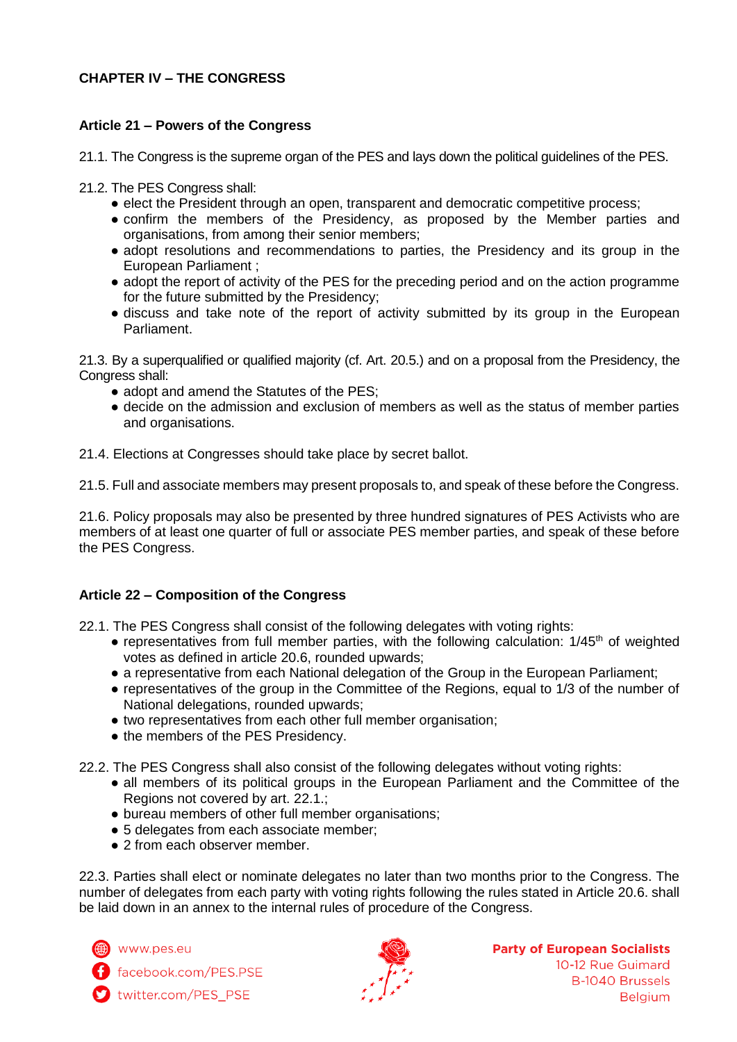## CHAPTER IV – THE CONGRESS

### Article 21 – Powers of the Congress

21.1. The Congress is the supreme organ of the PES and lays down the political guidelines of the PES.

21.2. The PES Congress shall:

- elect the President through an open, transparent and democratic competitive process;
- confirm the members of the Presidency, as proposed by the Member parties and organisations, from among their senior members;
- adopt resolutions and recommendations to parties, the Presidency and its group in the European Parliament ;
- adopt the report of activity of the PES for the preceding period and on the action programme for the future submitted by the Presidency;
- discuss and take note of the report of activity submitted by its group in the European Parliament.

21.3. By a superqualified or qualified majority (cf. Art. 20.5.) and on a proposal from the Presidency, the Congress shall:

- adopt and amend the Statutes of the PES;
- decide on the admission and exclusion of members as well as the status of member parties and organisations.

21.4. Elections at Congresses should take place by secret ballot.

21.5. Full and associate members may present proposals to, and speak of these before the Congress.

21.6. Policy proposals may also be presented by three hundred signatures of PES Activists who are members of at least one quarter of full or associate PES member parties, and speak of these before the PES Congress.

### Article 22 – Composition of the Congress

22.1. The PES Congress shall consist of the following delegates with voting rights:

- representatives from full member parties, with the following calculation: 1/45th of weighted votes as defined in article 20.6, rounded upwards;
- a representative from each National delegation of the Group in the European Parliament;
- representatives of the group in the Committee of the Regions, equal to 1/3 of the number of National delegations, rounded upwards;
- two representatives from each other full member organisation;
- the members of the PES Presidency.

22.2. The PES Congress shall also consist of the following delegates without voting rights:

- all members of its political groups in the European Parliament and the Committee of the Regions not covered by art. 22.1.;
- bureau members of other full member organisations;
- 5 delegates from each associate member;
- 2 from each observer member.

22.3. Parties shall elect or nominate delegates no later than two months prior to the Congress. The number of delegates from each party with voting rights following the rules stated in Article 20.6. shall be laid down in an annex to the internal rules of procedure of the Congress.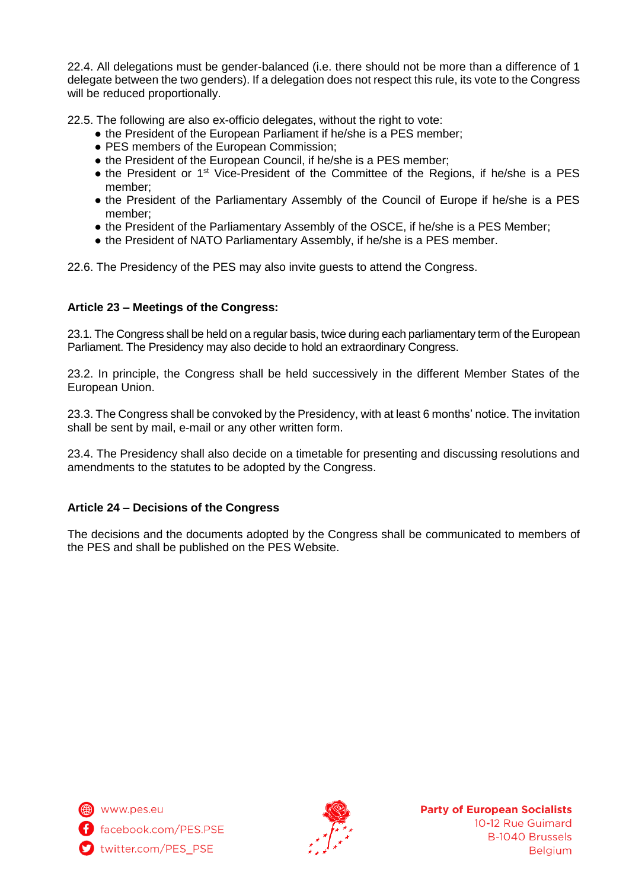22.4. All delegations must be gender-balanced (i.e. there should not be more than a difference of 1 delegate between the two genders). If a delegation does not respect this rule, its vote to the Congress will be reduced proportionally.

22.5. The following are also ex-officio delegates, without the right to vote:

- the President of the European Parliament if he/she is a PES member;
- PES members of the European Commission;
- the President of the European Council, if he/she is a PES member;
- the President or 1st Vice-President of the Committee of the Regions, if he/she is a PES member;
- the President of the Parliamentary Assembly of the Council of Europe if he/she is a PES member;
- the President of the Parliamentary Assembly of the OSCE, if he/she is a PES Member;
- the President of NATO Parliamentary Assembly, if he/she is a PES member.

22.6. The Presidency of the PES may also invite guests to attend the Congress.

**Article 23 – Meetings of the Congress:**

23.1. The Congress shall be held on a regular basis, twice during each parliamentary term of the European Parliament. The Presidency may also decide to hold an extraordinary Congress.

23.2. In principle, the Congress shall be held successively in the different Member States of the European Union.

23.3. The Congress shall be convoked by the Presidency, with at least 6 months' notice. The invitation shall be sent by mail, e-mail or any other written form.

23.4. The Presidency shall also decide on a timetable for presenting and discussing resolutions and amendments to the statutes to be adopted by the Congress.

**Article 24 – Decisions of the Congress**

The decisions and the documents adopted by the Congress shall be communicated to members of the PES and shall be published on the PES Website.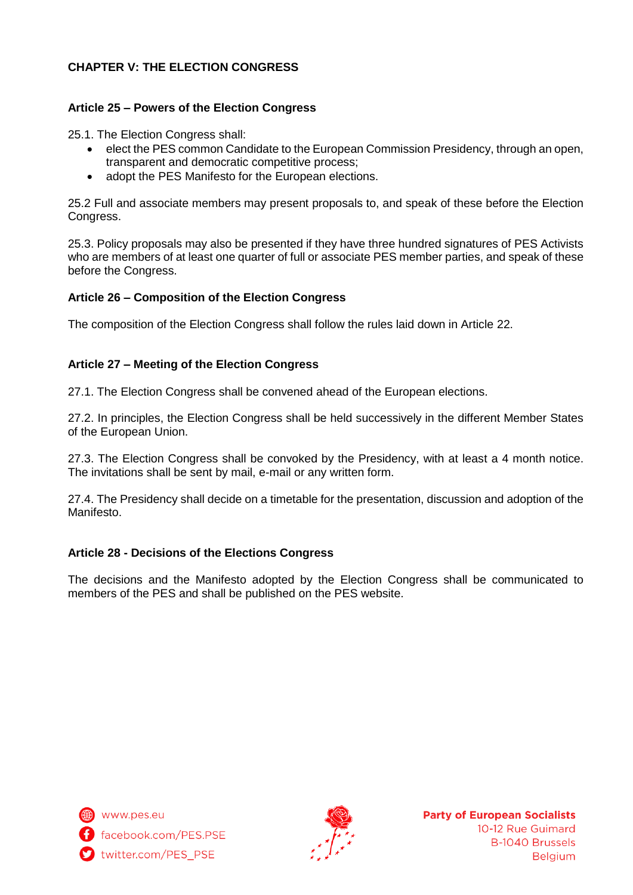## CHAPTER V: THE ELECTION CONGRESS

### Article 25 – Powers of the Election Congress

25.1. The Election Congress shall:

- elect the PES common Candidate to the European Commission Presidency, through an open, transparent and democratic competitive process;
- adopt the PES Manifesto for the European elections.

25.2 Full and associate members may present proposals to, and speak of these before the Election Congress.

25.3. Policy proposals may also be presented if they have three hundred signatures of PES Activists who are members of at least one quarter of full or associate PES member parties, and speak of these before the Congress.

### Article 26 – Composition of the Election Congress

The composition of the Election Congress shall follow the rules laid down in Article 22.

### Article 27 – Meeting of the Election Congress

27.1. The Election Congress shall be convened ahead of the European elections.

27.2. In principles, the Election Congress shall be held successively in the different Member States of the European Union.

27.3. The Election Congress shall be convoked by the Presidency, with at least a 4 month notice. The invitations shall be sent by mail, e-mail or any written form.

27.4. The Presidency shall decide on a timetable for the presentation, discussion and adoption of the Manifesto.

### Article 28 - Decisions of the Elections Congress

The decisions and the Manifesto adopted by the Election Congress shall be communicated to members of the PES and shall be published on the PES website.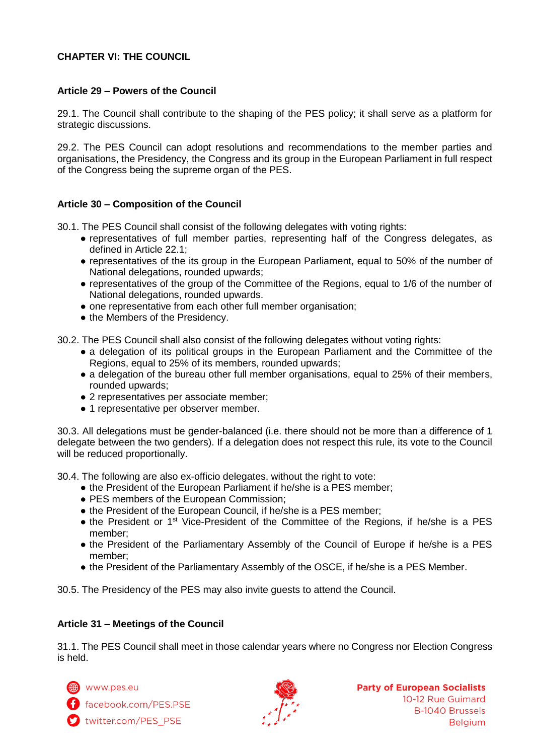## CHAPTER VI: THE COUNCIL

### Article 29 – Powers of the Council

29.1. The Council shall contribute to the shaping of the PES policy; it shall serve as a platform for strategic discussions.

29.2. The PES Council can adopt resolutions and recommendations to the member parties and organisations, the Presidency, the Congress and its group in the European Parliament in full respect of the Congress being the supreme organ of the PES.

### Article 30 – Composition of the Council

30.1. The PES Council shall consist of the following delegates with voting rights:

- representatives of full member parties, representing half of the Congress delegates, as defined in Article 22.1;
- representatives of the its group in the European Parliament, equal to 50% of the number of National delegations, rounded upwards;
- representatives of the group of the Committee of the Regions, equal to 1/6 of the number of National delegations, rounded upwards.
- one representative from each other full member organisation;
- the Members of the Presidency.

30.2. The PES Council shall also consist of the following delegates without voting rights:

- a delegation of its political groups in the European Parliament and the Committee of the Regions, equal to 25% of its members, rounded upwards;
- a delegation of the bureau other full member organisations, equal to 25% of their members, rounded upwards;
- 2 representatives per associate member;
- 1 representative per observer member.

30.3. All delegations must be gender-balanced (i.e. there should not be more than a difference of 1 delegate between the two genders). If a delegation does not respect this rule, its vote to the Council will be reduced proportionally.

30.4. The following are also ex-officio delegates, without the right to vote:

- the President of the European Parliament if he/she is a PES member;
- PES members of the European Commission;
- the President of the European Council, if he/she is a PES member;
- the President or 1st Vice-President of the Committee of the Regions, if he/she is a PES member;
- the President of the Parliamentary Assembly of the Council of Europe if he/she is a PES member;
- the President of the Parliamentary Assembly of the OSCE, if he/she is a PES Member.

30.5. The Presidency of the PES may also invite guests to attend the Council.

### Article 31 – Meetings of the Council

31.1. The PES Council shall meet in those calendar years where no Congress nor Election Congress is held.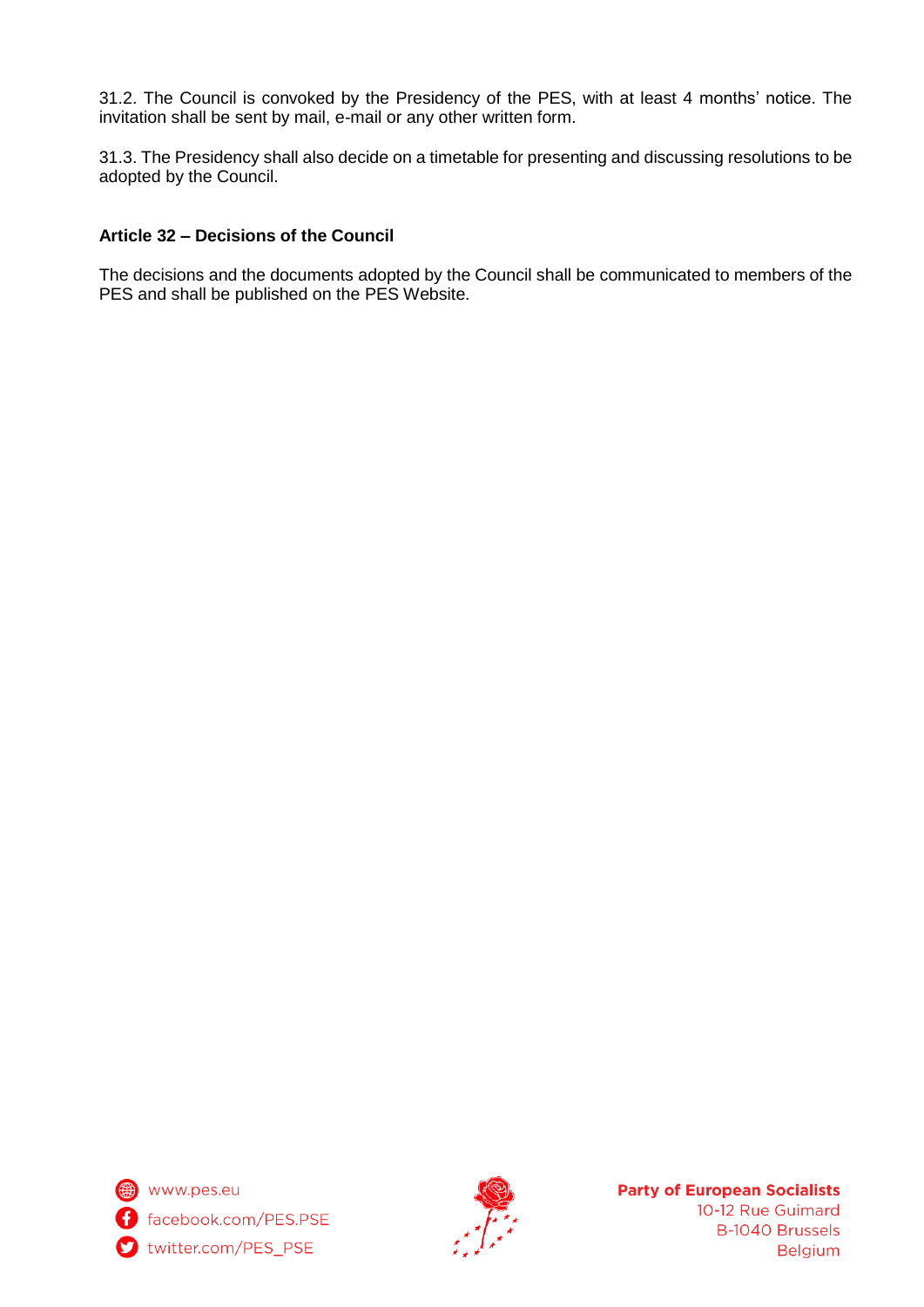31.2. The Council is convoked by the Presidency of the PES, with at least 4 months' notice. The invitation shall be sent by mail, e-mail or any other written form.

31.3. The Presidency shall also decide on a timetable for presenting and discussing resolutions to be adopted by the Council.

### Article 32 – Decisions of the Council

The decisions and the documents adopted by the Council shall be communicated to members of the PES and shall be published on the PES Website.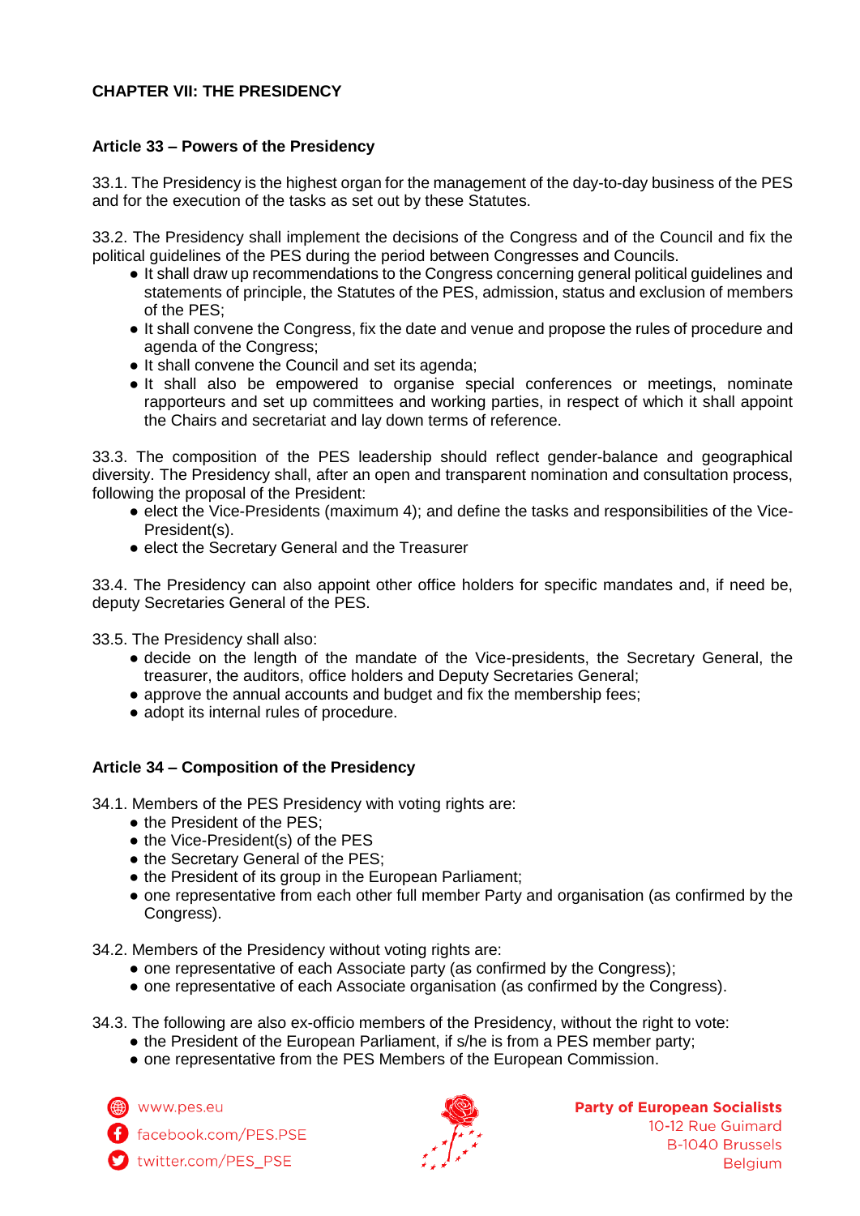## CHAPTER VII: THE PRESIDENCY

### Article 33 – Powers of the Presidency

33.1. The Presidency is the highest organ for the management of the day-to-day business of the PES and for the execution of the tasks as set out by these Statutes.

33.2. The Presidency shall implement the decisions of the Congress and of the Council and fix the political guidelines of the PES during the period between Congresses and Councils.

- It shall draw up recommendations to the Congress concerning general political guidelines and statements of principle, the Statutes of the PES, admission, status and exclusion of members of the PES;
- It shall convene the Congress, fix the date and venue and propose the rules of procedure and agenda of the Congress;
- It shall convene the Council and set its agenda;
- It shall also be empowered to organise special conferences or meetings, nominate rapporteurs and set up committees and working parties, in respect of which it shall appoint the Chairs and secretariat and lay down terms of reference.

33.3. The composition of the PES leadership should reflect gender-balance and geographical diversity. The Presidency shall, after an open and transparent nomination and consultation process, following the proposal of the President:

- elect the Vice-Presidents (maximum 4); and define the tasks and responsibilities of the Vice-President(s).
- elect the Secretary General and the Treasurer

33.4. The Presidency can also appoint other office holders for specific mandates and, if need be, deputy Secretaries General of the PES.

33.5. The Presidency shall also:

- decide on the length of the mandate of the Vice-presidents, the Secretary General, the treasurer, the auditors, office holders and Deputy Secretaries General;
- approve the annual accounts and budget and fix the membership fees;
- adopt its internal rules of procedure.

### Article 34 – Composition of the Presidency

34.1. Members of the PES Presidency with voting rights are:

- the President of the PES;
- the Vice-President(s) of the PES
- the Secretary General of the PES;
- the President of its group in the European Parliament;
- one representative from each other full member Party and organisation (as confirmed by the Congress).

34.2. Members of the Presidency without voting rights are:

- one representative of each Associate party (as confirmed by the Congress);
- one representative of each Associate organisation (as confirmed by the Congress).

34.3. The following are also ex-officio members of the Presidency, without the right to vote:

- the President of the European Parliament, if s/he is from a PES member party;
- one representative from the PES Members of the European Commission.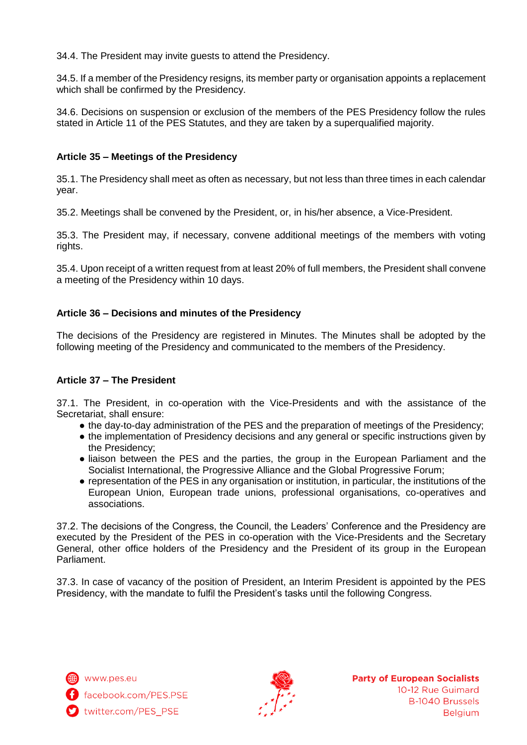34.4. The President may invite guests to attend the Presidency.

34.5. If a member of the Presidency resigns, its member party or organisation appoints a replacement which shall be confirmed by the Presidency.

34.6. Decisions on suspension or exclusion of the members of the PES Presidency follow the rules stated in Article 11 of the PES Statutes, and they are taken by a superqualified majority.

**Article 35 – Meetings of the Presidency**

35.1. The Presidency shall meet as often as necessary, but not less than three times in each calendar year.

35.2. Meetings shall be convened by the President, or, in his/her absence, a Vice-President.

35.3. The President may, if necessary, convene additional meetings of the members with voting rights.

35.4. Upon receipt of a written request from at least 20% of full members, the President shall convene a meeting of the Presidency within 10 days.

**Article 36 – Decisions and minutes of the Presidency**

The decisions of the Presidency are registered in Minutes. The Minutes shall be adopted by the following meeting of the Presidency and communicated to the members of the Presidency.

**Article 37 – The President**

37.1. The President, in co-operation with the Vice-Presidents and with the assistance of the Secretariat, shall ensure:

- the day-to-day administration of the PES and the preparation of meetings of the Presidency;
- the implementation of Presidency decisions and any general or specific instructions given by the Presidency;
- liaison between the PES and the parties, the group in the European Parliament and the Socialist International, the Progressive Alliance and the Global Progressive Forum;
- representation of the PES in any organisation or institution, in particular, the institutions of the European Union, European trade unions, professional organisations, co-operatives and associations.

37.2. The decisions of the Congress, the Council, the Leaders' Conference and the Presidency are executed by the President of the PES in co-operation with the Vice-Presidents and the Secretary General, other office holders of the Presidency and the President of its group in the European Parliament.

37.3. In case of vacancy of the position of President, an Interim President is appointed by the PES Presidency, with the mandate to fulfil the President's tasks until the following Congress.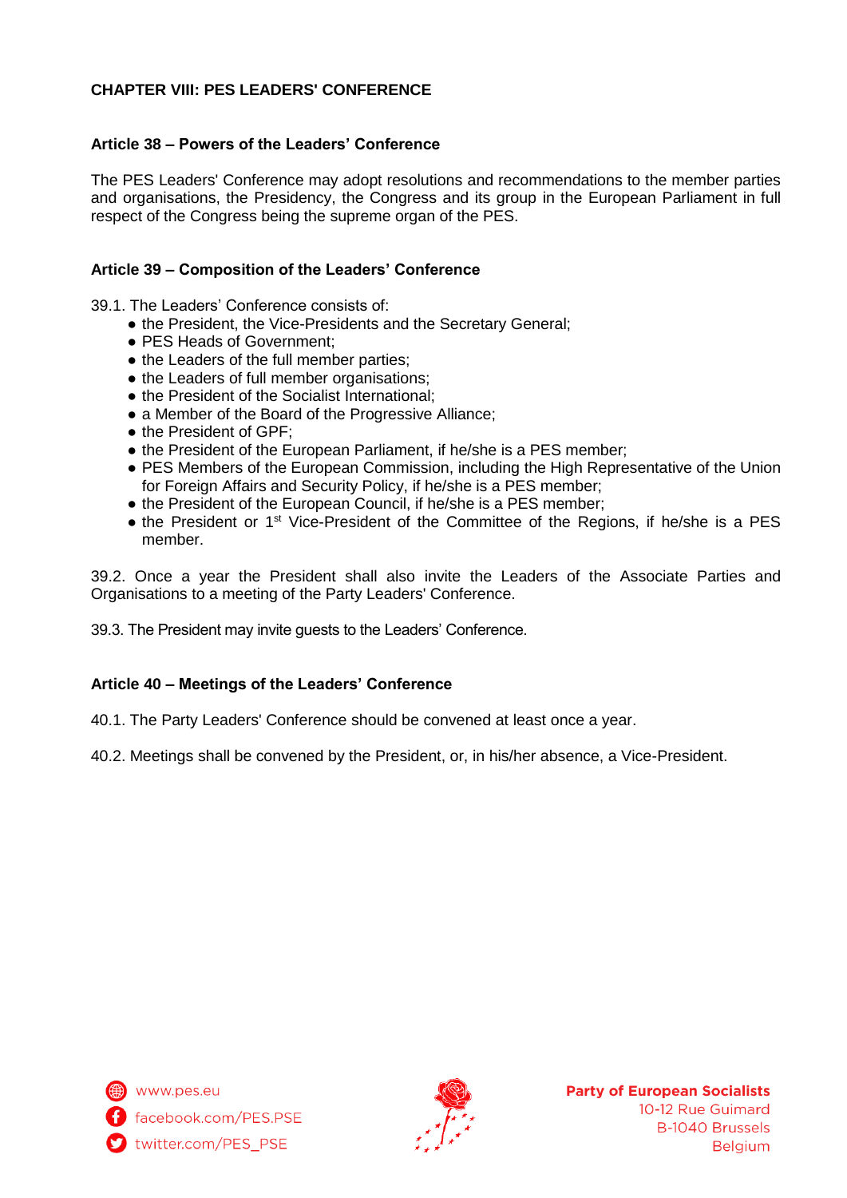## CHAPTER VIII: PES LEADERS' CONFERENCE

### Article 38 – Powers of the Leaders' Conference

The PES Leaders' Conference may adopt resolutions and recommendations to the member parties and organisations, the Presidency, the Congress and its group in the European Parliament in full respect of the Congress being the supreme organ of the PES.

### Article 39 – Composition of the Leaders' Conference

39.1. The Leaders' Conference consists of:

- the President, the Vice-Presidents and the Secretary General;
- PES Heads of Government;
- the Leaders of the full member parties;
- the Leaders of full member organisations;
- the President of the Socialist International;
- a Member of the Board of the Progressive Alliance;
- the President of GPF;
- the President of the European Parliament, if he/she is a PES member;
- PES Members of the European Commission, including the High Representative of the Union for Foreign Affairs and Security Policy, if he/she is a PES member;
- the President of the European Council, if he/she is a PES member;
- the President or 1st Vice-President of the Committee of the Regions, if he/she is a PES member.

39.2. Once a year the President shall also invite the Leaders of the Associate Parties and Organisations to a meeting of the Party Leaders' Conference.

39.3. The President may invite guests to the Leaders' Conference.

### Article 40 – Meetings of the Leaders' Conference

40.1. The Party Leaders' Conference should be convened at least once a year.

40.2. Meetings shall be convened by the President, or, in his/her absence, a Vice-President.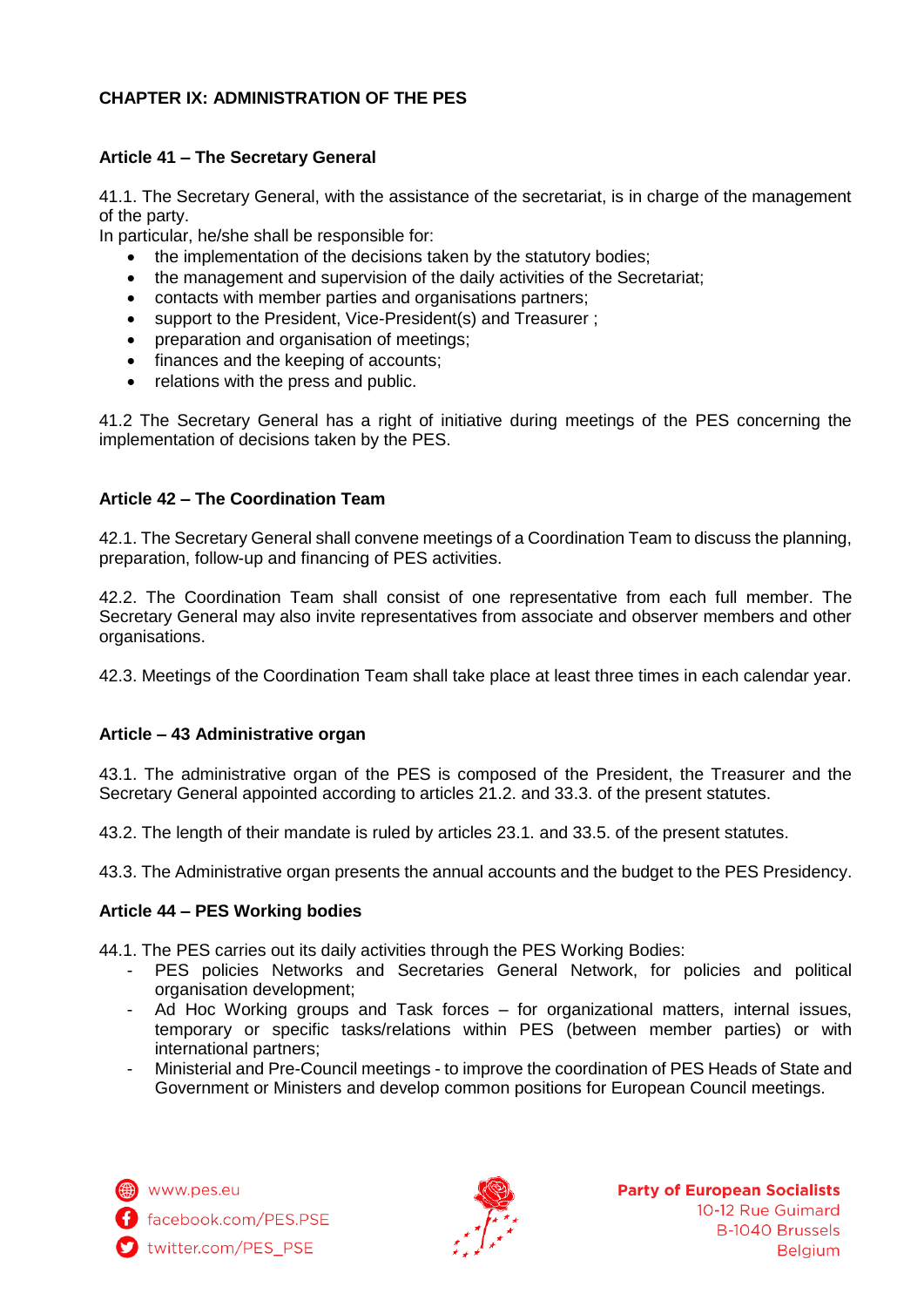## CHAPTER IX: ADMINISTRATION OF THE PES

### Article 41 – The Secretary General

41.1. The Secretary General, with the assistance of the secretariat, is in charge of the management of the party.
In particular, he/she shall be responsible for:

- the implementation of the decisions taken by the statutory bodies;
- the management and supervision of the daily activities of the Secretariat;
- contacts with member parties and organisations partners;
- support to the President, Vice-President(s) and Treasurer ;
- preparation and organisation of meetings;
- finances and the keeping of accounts;
- relations with the press and public.

41.2 The Secretary General has a right of initiative during meetings of the PES concerning the implementation of decisions taken by the PES.

### Article 42 – The Coordination Team

42.1. The Secretary General shall convene meetings of a Coordination Team to discuss the planning, preparation, follow-up and financing of PES activities.

42.2. The Coordination Team shall consist of one representative from each full member. The Secretary General may also invite representatives from associate and observer members and other organisations.

42.3. Meetings of the Coordination Team shall take place at least three times in each calendar year.

### Article – 43 Administrative organ

43.1. The administrative organ of the PES is composed of the President, the Treasurer and the Secretary General appointed according to articles 21.2. and 33.3. of the present statutes.

43.2. The length of their mandate is ruled by articles 23.1. and 33.5. of the present statutes.

43.3. The Administrative organ presents the annual accounts and the budget to the PES Presidency.

### Article 44 – PES Working bodies

44.1. The PES carries out its daily activities through the PES Working Bodies:

- PES policies Networks and Secretaries General Network, for policies and political organisation development;
- Ad Hoc Working groups and Task forces – for organizational matters, internal issues, temporary or specific tasks/relations within PES (between member parties) or with international partners;
- Ministerial and Pre-Council meetings - to improve the coordination of PES Heads of State and Government or Ministers and develop common positions for European Council meetings.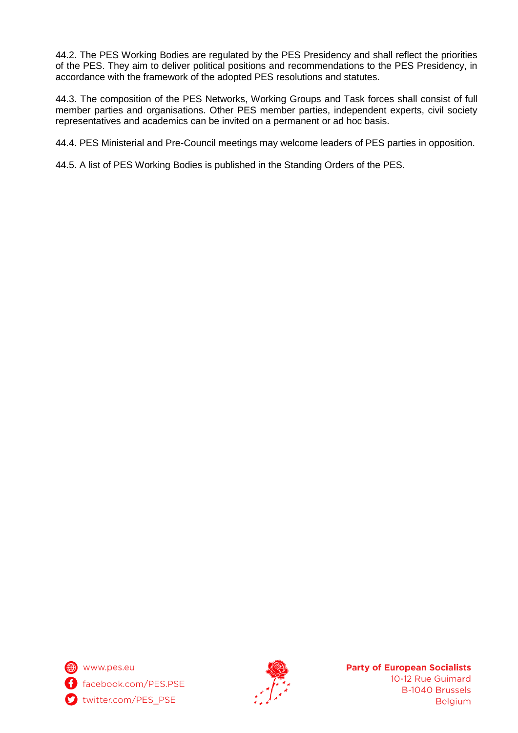44.2. The PES Working Bodies are regulated by the PES Presidency and shall reflect the priorities of the PES. They aim to deliver political positions and recommendations to the PES Presidency, in accordance with the framework of the adopted PES resolutions and statutes.

44.3. The composition of the PES Networks, Working Groups and Task forces shall consist of full member parties and organisations. Other PES member parties, independent experts, civil society representatives and academics can be invited on a permanent or ad hoc basis.

44.4. PES Ministerial and Pre-Council meetings may welcome leaders of PES parties in opposition.

44.5. A list of PES Working Bodies is published in the Standing Orders of the PES.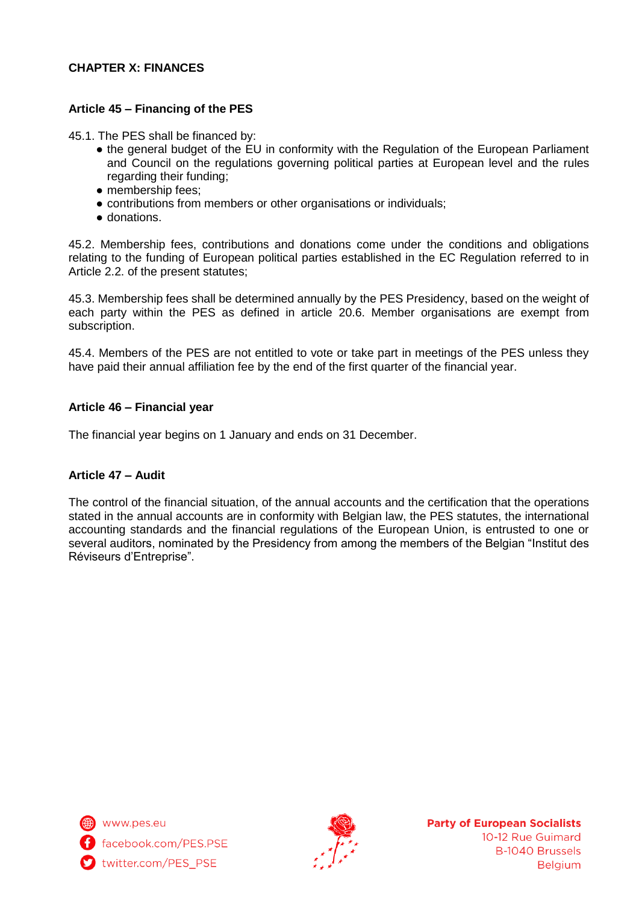## CHAPTER X: FINANCES

### Article 45 – Financing of the PES

45.1. The PES shall be financed by:

- the general budget of the EU in conformity with the Regulation of the European Parliament and Council on the regulations governing political parties at European level and the rules regarding their funding;
- membership fees;
- contributions from members or other organisations or individuals;
- donations.

45.2. Membership fees, contributions and donations come under the conditions and obligations relating to the funding of European political parties established in the EC Regulation referred to in Article 2.2. of the present statutes;

45.3. Membership fees shall be determined annually by the PES Presidency, based on the weight of each party within the PES as defined in article 20.6. Member organisations are exempt from subscription.

45.4. Members of the PES are not entitled to vote or take part in meetings of the PES unless they have paid their annual affiliation fee by the end of the first quarter of the financial year.

### Article 46 – Financial year

The financial year begins on 1 January and ends on 31 December.

### Article 47 – Audit

The control of the financial situation, of the annual accounts and the certification that the operations stated in the annual accounts are in conformity with Belgian law, the PES statutes, the international accounting standards and the financial regulations of the European Union, is entrusted to one or several auditors, nominated by the Presidency from among the members of the Belgian "Institut des Réviseurs d'Entreprise".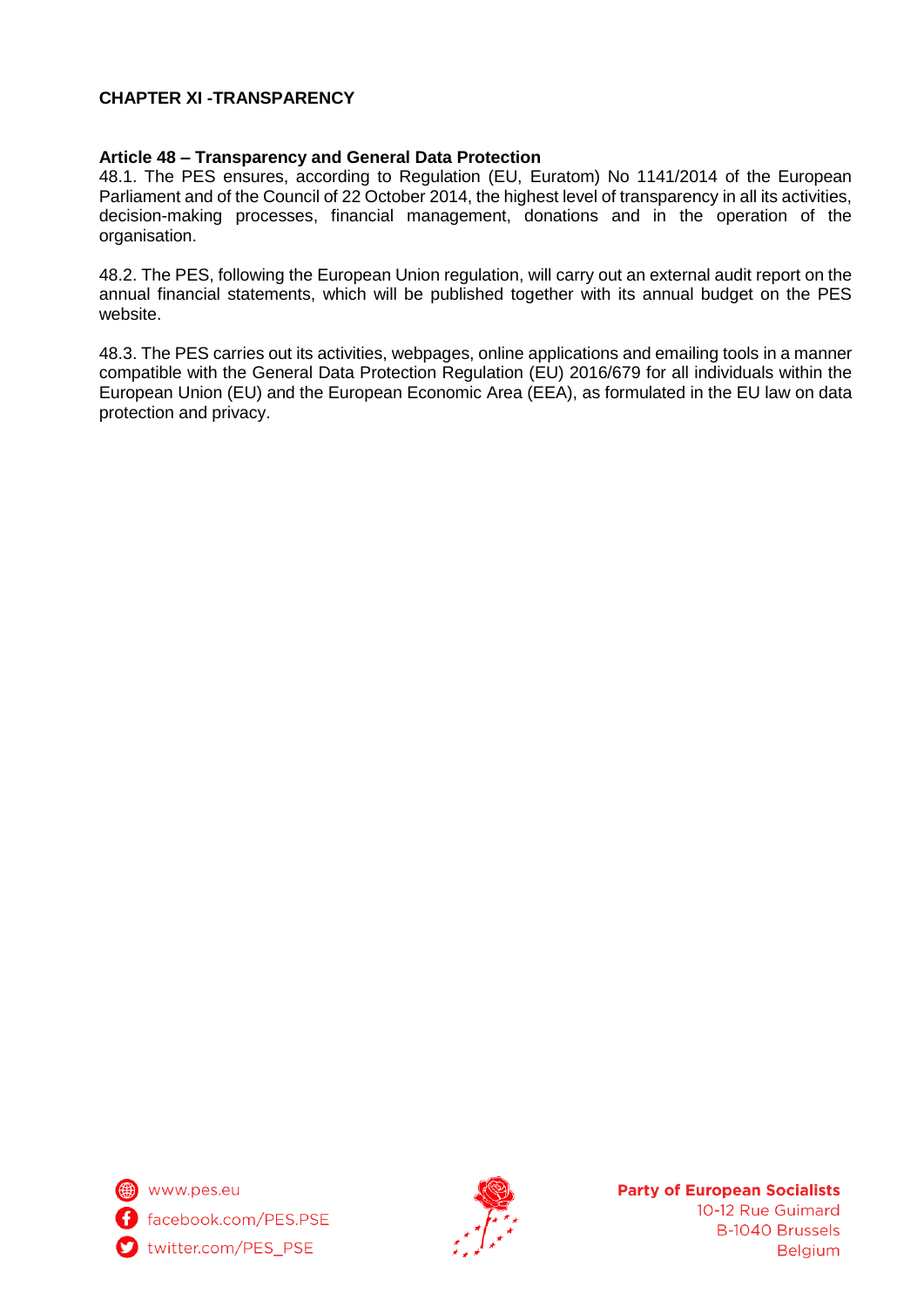## CHAPTER XI -TRANSPARENCY

### Article 48 – Transparency and General Data Protection

48.1. The PES ensures, according to Regulation (EU, Euratom) No 1141/2014 of the European Parliament and of the Council of 22 October 2014, the highest level of transparency in all its activities, decision-making processes, financial management, donations and in the operation of the organisation.

48.2. The PES, following the European Union regulation, will carry out an external audit report on the annual financial statements, which will be published together with its annual budget on the PES website.

48.3. The PES carries out its activities, webpages, online applications and emailing tools in a manner compatible with the General Data Protection Regulation (EU) 2016/679 for all individuals within the European Union (EU) and the European Economic Area (EEA), as formulated in the EU law on data protection and privacy.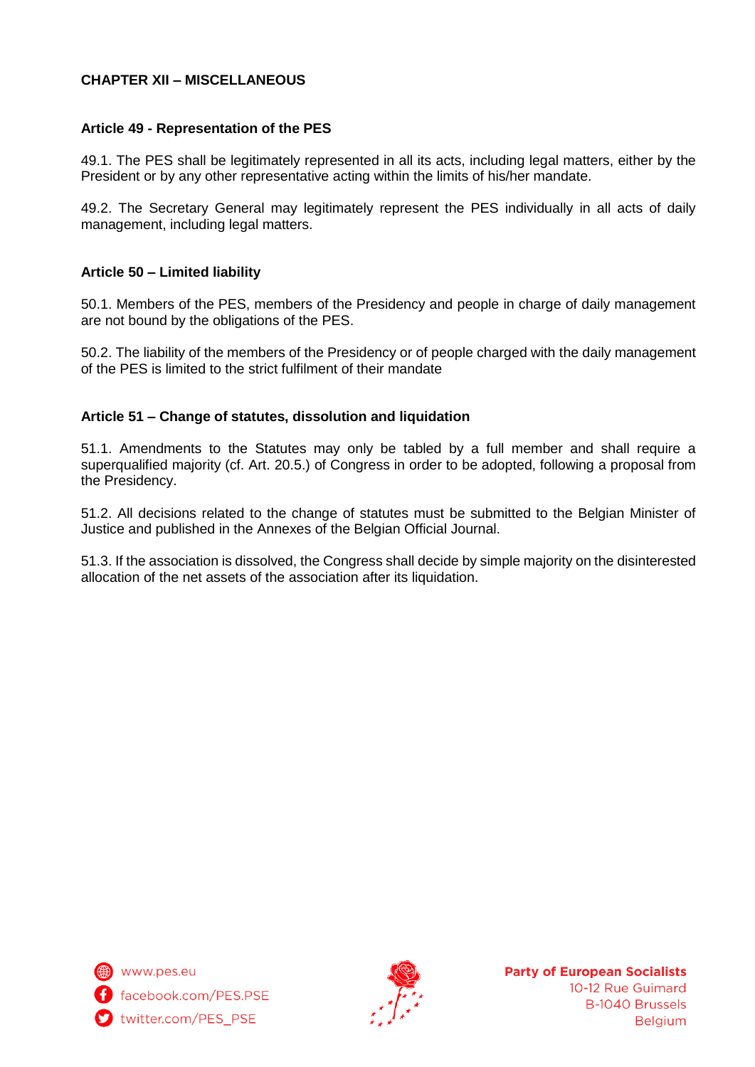## CHAPTER XII – MISCELLANEOUS

### Article 49 - Representation of the PES

49.1. The PES shall be legitimately represented in all its acts, including legal matters, either by the President or by any other representative acting within the limits of his/her mandate.

49.2. The Secretary General may legitimately represent the PES individually in all acts of daily management, including legal matters.

### Article 50 – Limited liability

50.1. Members of the PES, members of the Presidency and people in charge of daily management are not bound by the obligations of the PES.

50.2. The liability of the members of the Presidency or of people charged with the daily management of the PES is limited to the strict fulfilment of their mandate

### Article 51 – Change of statutes, dissolution and liquidation

51.1. Amendments to the Statutes may only be tabled by a full member and shall require a superqualified majority (cf. Art. 20.5.) of Congress in order to be adopted, following a proposal from the Presidency.

51.2. All decisions related to the change of statutes must be submitted to the Belgian Minister of Justice and published in the Annexes of the Belgian Official Journal.

51.3. If the association is dissolved, the Congress shall decide by simple majority on the disinterested allocation of the net assets of the association after its liquidation.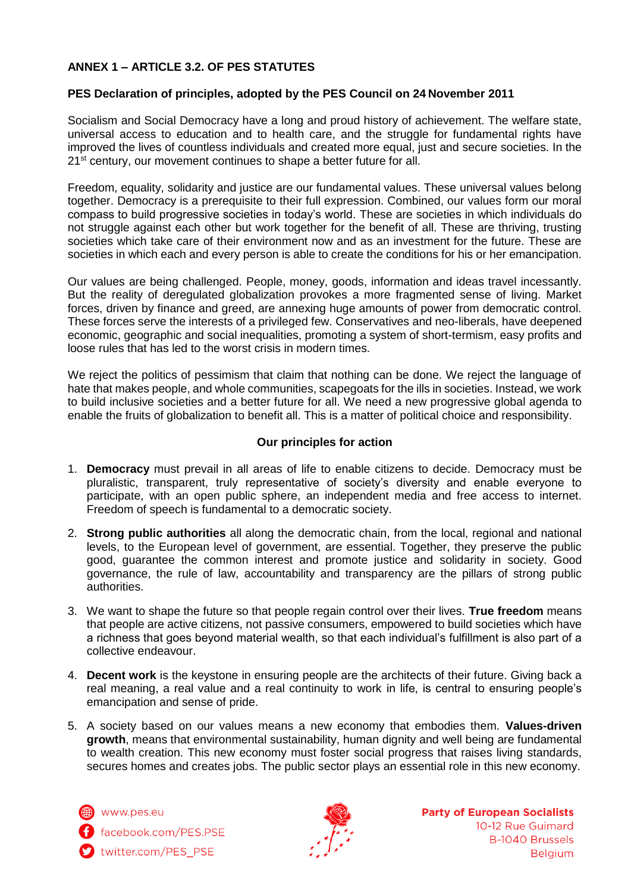**ANNEX 1 – ARTICLE 3.2. OF PES STATUTES**

**PES Declaration of principles, adopted by the PES Council on 24 November 2011**

Socialism and Social Democracy have a long and proud history of achievement. The welfare state, universal access to education and to health care, and the struggle for fundamental rights have improved the lives of countless individuals and created more equal, just and secure societies. In the 21st century, our movement continues to shape a better future for all.

Freedom, equality, solidarity and justice are our fundamental values. These universal values belong together. Democracy is a prerequisite to their full expression. Combined, our values form our moral compass to build progressive societies in today's world. These are societies in which individuals do not struggle against each other but work together for the benefit of all. These are thriving, trusting societies which take care of their environment now and as an investment for the future. These are societies in which each and every person is able to create the conditions for his or her emancipation.

Our values are being challenged. People, money, goods, information and ideas travel incessantly. But the reality of deregulated globalization provokes a more fragmented sense of living. Market forces, driven by finance and greed, are annexing huge amounts of power from democratic control. These forces serve the interests of a privileged few. Conservatives and neo-liberals, have deepened economic, geographic and social inequalities, promoting a system of short-termism, easy profits and loose rules that has led to the worst crisis in modern times.

We reject the politics of pessimism that claim that nothing can be done. We reject the language of hate that makes people, and whole communities, scapegoats for the ills in societies. Instead, we work to build inclusive societies and a better future for all. We need a new progressive global agenda to enable the fruits of globalization to benefit all. This is a matter of political choice and responsibility.

**Our principles for action**

1. **Democracy** must prevail in all areas of life to enable citizens to decide. Democracy must be pluralistic, transparent, truly representative of society's diversity and enable everyone to participate, with an open public sphere, an independent media and free access to internet. Freedom of speech is fundamental to a democratic society.

2. **Strong public authorities** all along the democratic chain, from the local, regional and national levels, to the European level of government, are essential. Together, they preserve the public good, guarantee the common interest and promote justice and solidarity in society. Good governance, the rule of law, accountability and transparency are the pillars of strong public authorities.

3. We want to shape the future so that people regain control over their lives. **True freedom** means that people are active citizens, not passive consumers, empowered to build societies which have a richness that goes beyond material wealth, so that each individual's fulfillment is also part of a collective endeavour.

4. **Decent work** is the keystone in ensuring people are the architects of their future. Giving back a real meaning, a real value and a real continuity to work in life, is central to ensuring people's emancipation and sense of pride.

5. A society based on our values means a new economy that embodies them. **Values-driven growth**, means that environmental sustainability, human dignity and well being are fundamental to wealth creation. This new economy must foster social progress that raises living standards, secures homes and creates jobs. The public sector plays an essential role in this new economy.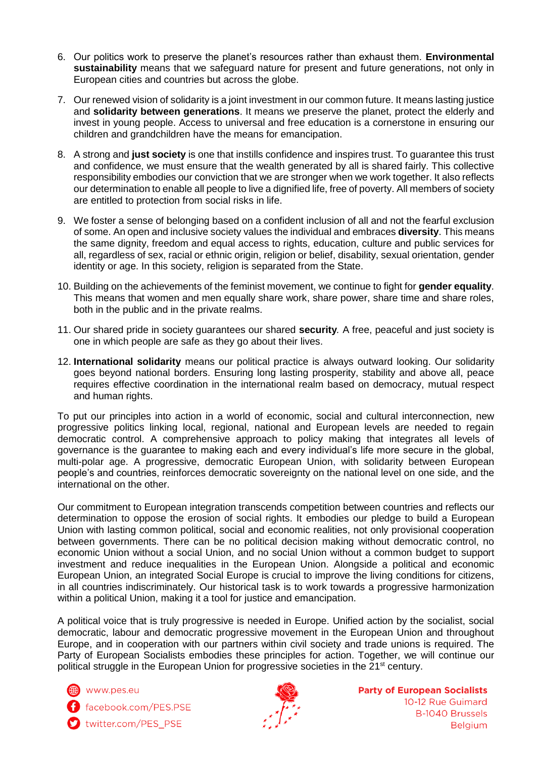6. Our politics work to preserve the planet's resources rather than exhaust them. **Environmental sustainability** means that we safeguard nature for present and future generations, not only in European cities and countries but across the globe.

7. Our renewed vision of solidarity is a joint investment in our common future. It means lasting justice and **solidarity between generations**. It means we preserve the planet, protect the elderly and invest in young people. Access to universal and free education is a cornerstone in ensuring our children and grandchildren have the means for emancipation.

8. A strong and **just society** is one that instills confidence and inspires trust. To guarantee this trust and confidence, we must ensure that the wealth generated by all is shared fairly. This collective responsibility embodies our conviction that we are stronger when we work together. It also reflects our determination to enable all people to live a dignified life, free of poverty. All members of society are entitled to protection from social risks in life.

9. We foster a sense of belonging based on a confident inclusion of all and not the fearful exclusion of some. An open and inclusive society values the individual and embraces **diversity**. This means the same dignity, freedom and equal access to rights, education, culture and public services for all, regardless of sex, racial or ethnic origin, religion or belief, disability, sexual orientation, gender identity or age. In this society, religion is separated from the State.

10. Building on the achievements of the feminist movement, we continue to fight for **gender equality**. This means that women and men equally share work, share power, share time and share roles, both in the public and in the private realms.

11. Our shared pride in society guarantees our shared **security**. A free, peaceful and just society is one in which people are safe as they go about their lives.

12. **International solidarity** means our political practice is always outward looking. Our solidarity goes beyond national borders. Ensuring long lasting prosperity, stability and above all, peace requires effective coordination in the international realm based on democracy, mutual respect and human rights.

To put our principles into action in a world of economic, social and cultural interconnection, new progressive politics linking local, regional, national and European levels are needed to regain democratic control. A comprehensive approach to policy making that integrates all levels of governance is the guarantee to making each and every individual's life more secure in the global, multi-polar age. A progressive, democratic European Union, with solidarity between European people's and countries, reinforces democratic sovereignty on the national level on one side, and the international on the other.

Our commitment to European integration transcends competition between countries and reflects our determination to oppose the erosion of social rights. It embodies our pledge to build a European Union with lasting common political, social and economic realities, not only provisional cooperation between governments. There can be no political decision making without democratic control, no economic Union without a social Union, and no social Union without a common budget to support investment and reduce inequalities in the European Union. Alongside a political and economic European Union, an integrated Social Europe is crucial to improve the living conditions for citizens, in all countries indiscriminately. Our historical task is to work towards a progressive harmonization within a political Union, making it a tool for justice and emancipation.

A political voice that is truly progressive is needed in Europe. Unified action by the socialist, social democratic, labour and democratic progressive movement in the European Union and throughout Europe, and in cooperation with our partners within civil society and trade unions is required. The Party of European Socialists embodies these principles for action. Together, we will continue our political struggle in the European Union for progressive societies in the 21st century.

www.pes.eu
facebook.com/PES.PSE
twitter.com/PES_PSE

**Party of European Socialists**
10-12 Rue Guimard
B-1040 Brussels
Belgium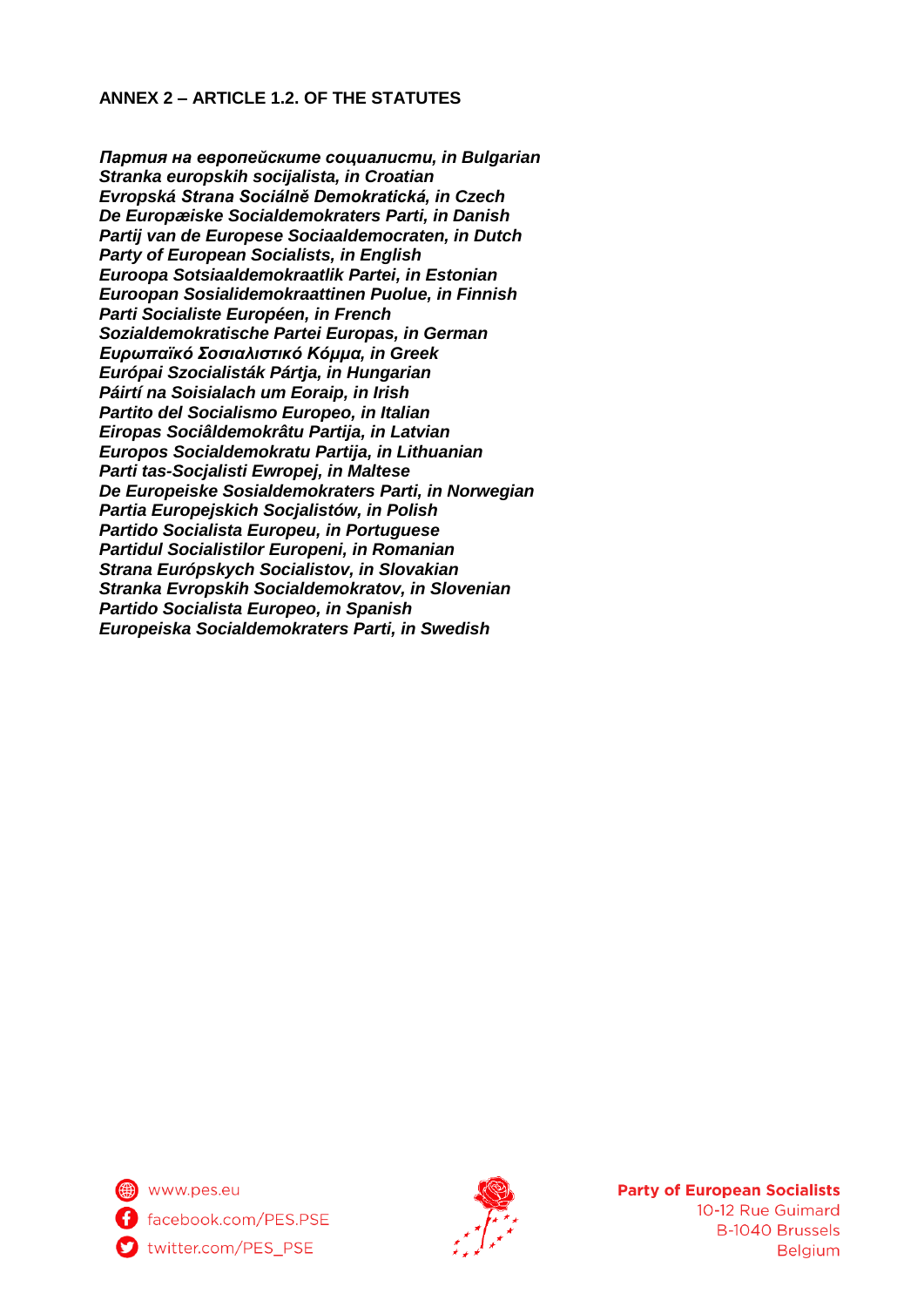## ANNEX 2 – ARTICLE 1.2. OF THE STATUTES

***Партия на европейските социалисти, in Bulgarian***
***Stranka europskih socijalista, in Croatian***
***Evropská Strana Sociálně Demokratická, in Czech***
***De Europæiske Socialdemokraters Parti, in Danish***
***Partij van de Europese Sociaaldemocraten, in Dutch***
***Party of European Socialists, in English***
***Euroopa Sotsiaaldemokraatlik Partei, in Estonian***
***Euroopan Sosialidemokraattinen Puolue, in Finnish***
***Parti Socialiste Européen, in French***
***Sozialdemokratische Partei Europas, in German***
***Ευρωπαϊκό Σοσιαλιστικό Κόμμα, in Greek***
***Európai Szocialisták Pártja, in Hungarian***
***Páirtí na Soisialach um Eoraip, in Irish***
***Partito del Socialismo Europeo, in Italian***
***Eiropas Sociâldemokrâtu Partija, in Latvian***
***Europos Socialdemokratu Partija, in Lithuanian***
***Parti tas-Socjalisti Ewropej, in Maltese***
***De Europeiske Sosialdemokraters Parti, in Norwegian***
***Partia Europejskich Socjalistów, in Polish***
***Partido Socialista Europeu, in Portuguese***
***Partidul Socialistilor Europeni, in Romanian***
***Strana Európskych Socialistov, in Slovakian***
***Stranka Evropskih Socialdemokratov, in Slovenian***
***Partido Socialista Europeo, in Spanish***
***Europeiska Socialdemokraters Parti, in Swedish***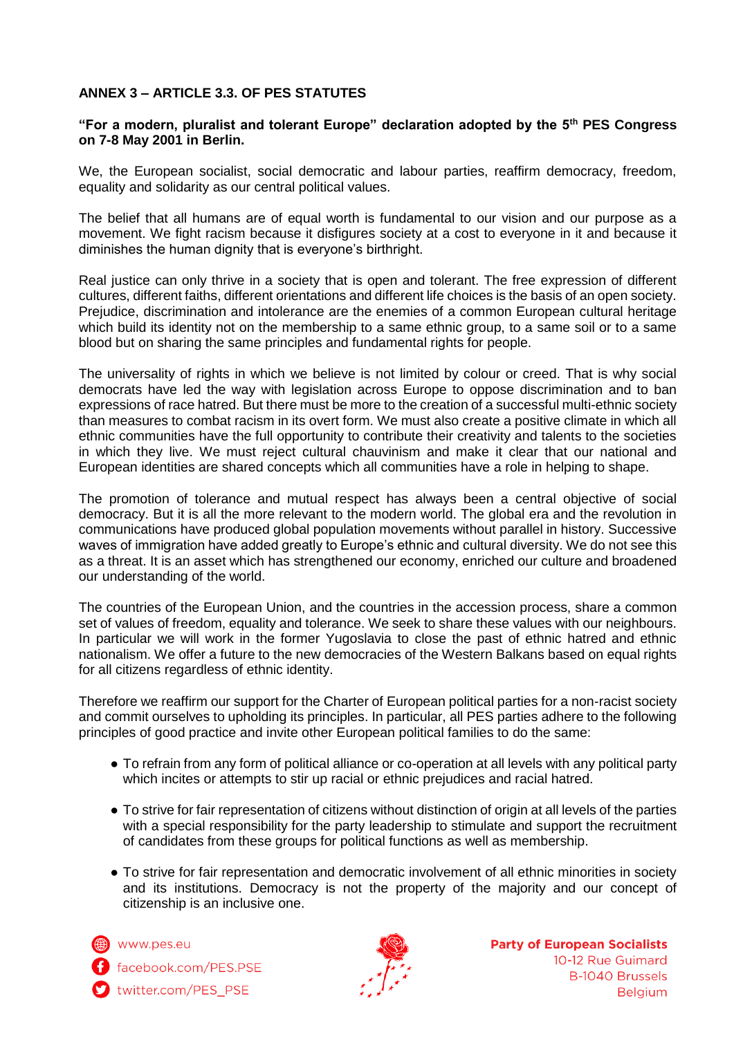**ANNEX 3 – ARTICLE 3.3. OF PES STATUTES**

**"For a modern, pluralist and tolerant Europe" declaration adopted by the 5th PES Congress on 7-8 May 2001 in Berlin.**

We, the European socialist, social democratic and labour parties, reaffirm democracy, freedom, equality and solidarity as our central political values.

The belief that all humans are of equal worth is fundamental to our vision and our purpose as a movement. We fight racism because it disfigures society at a cost to everyone in it and because it diminishes the human dignity that is everyone's birthright.

Real justice can only thrive in a society that is open and tolerant. The free expression of different cultures, different faiths, different orientations and different life choices is the basis of an open society. Prejudice, discrimination and intolerance are the enemies of a common European cultural heritage which build its identity not on the membership to a same ethnic group, to a same soil or to a same blood but on sharing the same principles and fundamental rights for people.

The universality of rights in which we believe is not limited by colour or creed. That is why social democrats have led the way with legislation across Europe to oppose discrimination and to ban expressions of race hatred. But there must be more to the creation of a successful multi-ethnic society than measures to combat racism in its overt form. We must also create a positive climate in which all ethnic communities have the full opportunity to contribute their creativity and talents to the societies in which they live. We must reject cultural chauvinism and make it clear that our national and European identities are shared concepts which all communities have a role in helping to shape.

The promotion of tolerance and mutual respect has always been a central objective of social democracy. But it is all the more relevant to the modern world. The global era and the revolution in communications have produced global population movements without parallel in history. Successive waves of immigration have added greatly to Europe's ethnic and cultural diversity. We do not see this as a threat. It is an asset which has strengthened our economy, enriched our culture and broadened our understanding of the world.

The countries of the European Union, and the countries in the accession process, share a common set of values of freedom, equality and tolerance. We seek to share these values with our neighbours. In particular we will work in the former Yugoslavia to close the past of ethnic hatred and ethnic nationalism. We offer a future to the new democracies of the Western Balkans based on equal rights for all citizens regardless of ethnic identity.

Therefore we reaffirm our support for the Charter of European political parties for a non-racist society and commit ourselves to upholding its principles. In particular, all PES parties adhere to the following principles of good practice and invite other European political families to do the same:

- To refrain from any form of political alliance or co-operation at all levels with any political party which incites or attempts to stir up racial or ethnic prejudices and racial hatred.
- To strive for fair representation of citizens without distinction of origin at all levels of the parties with a special responsibility for the party leadership to stimulate and support the recruitment of candidates from these groups for political functions as well as membership.
- To strive for fair representation and democratic involvement of all ethnic minorities in society and its institutions. Democracy is not the property of the majority and our concept of citizenship is an inclusive one.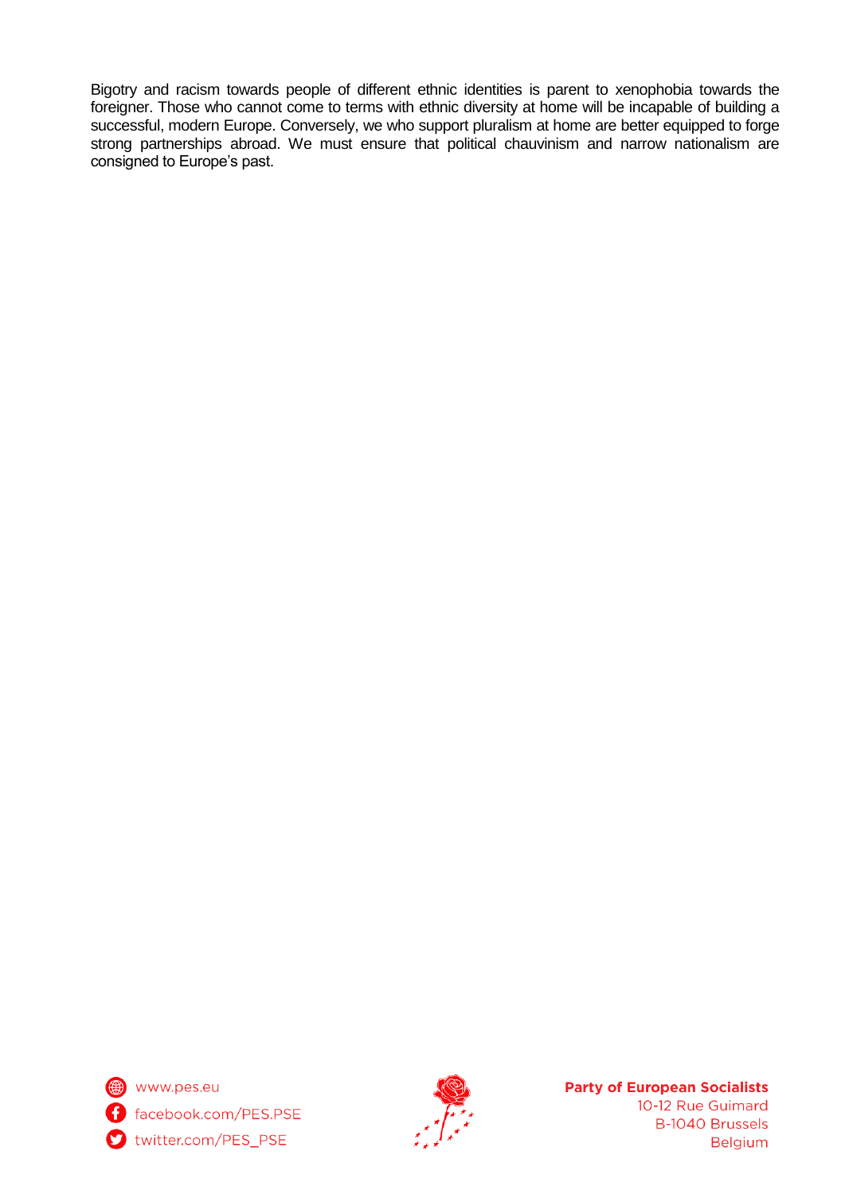Bigotry and racism towards people of different ethnic identities is parent to xenophobia towards the foreigner. Those who cannot come to terms with ethnic diversity at home will be incapable of building a successful, modern Europe. Conversely, we who support pluralism at home are better equipped to forge strong partnerships abroad. We must ensure that political chauvinism and narrow nationalism are consigned to Europe's past.

www.pes.eu
facebook.com/PES.PSE
twitter.com/PES_PSE

**Party of European Socialists**
10-12 Rue Guimard
B-1040 Brussels
Belgium